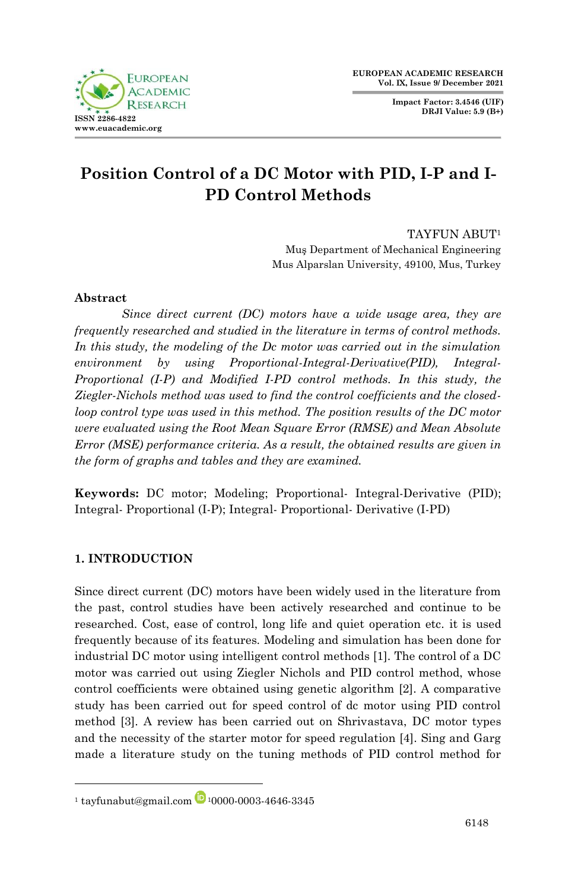# Position Control of a DC Motor with PID, I-P and I-PD Control Methods

TAYFUN ABUT[1]
Muş Department of Mechanical Engineering
Mus Alparslan University, 49100, Mus, Turkey

## Abstract

*Since direct current (DC) motors have a wide usage area, they are frequently researched and studied in the literature in terms of control methods. In this study, the modeling of the Dc motor was carried out in the simulation environment by using Proportional-Integral-Derivative(PID), Integral-Proportional (I-P) and Modified I-PD control methods. In this study, the Ziegler-Nichols method was used to find the control coefficients and the closed-loop control type was used in this method. The position results of the DC motor were evaluated using the Root Mean Square Error (RMSE) and Mean Absolute Error (MSE) performance criteria. As a result, the obtained results are given in the form of graphs and tables and they are examined.*

**Keywords:** DC motor; Modeling; Proportional- Integral-Derivative (PID); Integral- Proportional (I-P); Integral- Proportional- Derivative (I-PD)

## 1. INTRODUCTION

Since direct current (DC) motors have been widely used in the literature from the past, control studies have been actively researched and continue to be researched. Cost, ease of control, long life and quiet operation etc. it is used frequently because of its features. Modeling and simulation has been done for industrial DC motor using intelligent control methods [1]. The control of a DC motor was carried out using Ziegler Nichols and PID control method, whose control coefficients were obtained using genetic algorithm [2]. A comparative study has been carried out for speed control of dc motor using PID control method [3]. A review has been carried out on Shrivastava, DC motor types and the necessity of the starter motor for speed regulation [4]. Sing and Garg made a literature study on the tuning methods of PID control method for

---

[1] tayfunabut@gmail.com [1]0000-0003-4646-3345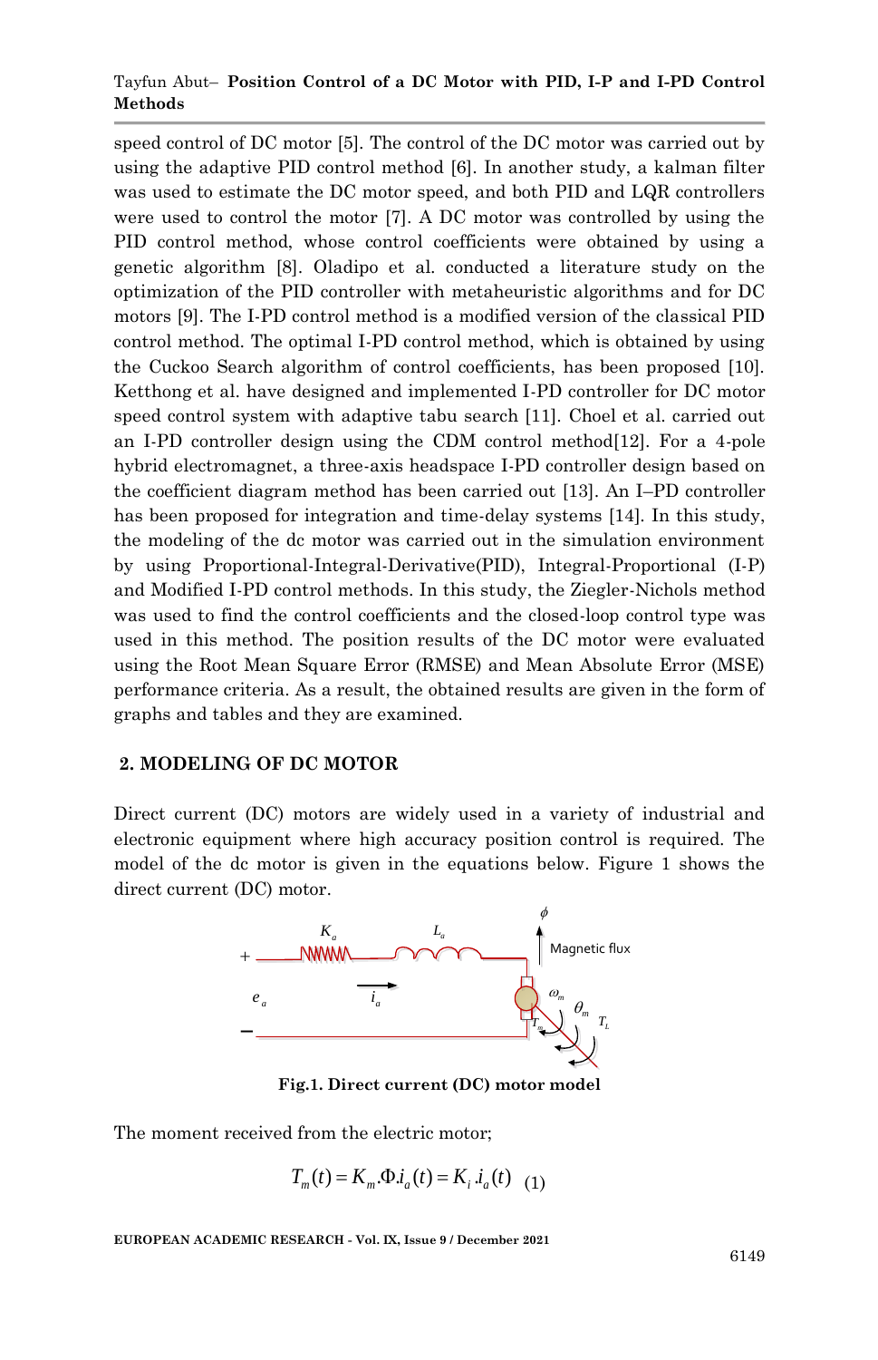speed control of DC motor [5]. The control of the DC motor was carried out by using the adaptive PID control method [6]. In another study, a kalman filter was used to estimate the DC motor speed, and both PID and LQR controllers were used to control the motor [7]. A DC motor was controlled by using the PID control method, whose control coefficients were obtained by using a genetic algorithm [8]. Oladipo et al. conducted a literature study on the optimization of the PID controller with metaheuristic algorithms and for DC motors [9]. The I-PD control method is a modified version of the classical PID control method. The optimal I-PD control method, which is obtained by using the Cuckoo Search algorithm of control coefficients, has been proposed [10]. Ketthong et al. have designed and implemented I-PD controller for DC motor speed control system with adaptive tabu search [11]. Choel et al. carried out an I-PD controller design using the CDM control method[12]. For a 4-pole hybrid electromagnet, a three-axis headspace I-PD controller design based on the coefficient diagram method has been carried out [13]. An I–PD controller has been proposed for integration and time-delay systems [14]. In this study, the modeling of the dc motor was carried out in the simulation environment by using Proportional-Integral-Derivative(PID), Integral-Proportional (I-P) and Modified I-PD control methods. In this study, the Ziegler-Nichols method was used to find the control coefficients and the closed-loop control type was used in this method. The position results of the DC motor were evaluated using the Root Mean Square Error (RMSE) and Mean Absolute Error (MSE) performance criteria. As a result, the obtained results are given in the form of graphs and tables and they are examined.

## 2. MODELING OF DC MOTOR

Direct current (DC) motors are widely used in a variety of industrial and electronic equipment where high accuracy position control is required. The model of the dc motor is given in the equations below. Figure 1 shows the direct current (DC) motor.

**Fig.1. Direct current (DC) motor model**

The moment received from the electric motor;

$$T_m(t) = K_m.\Phi.i_a(t) = K_i.i_a(t) \quad (1)$$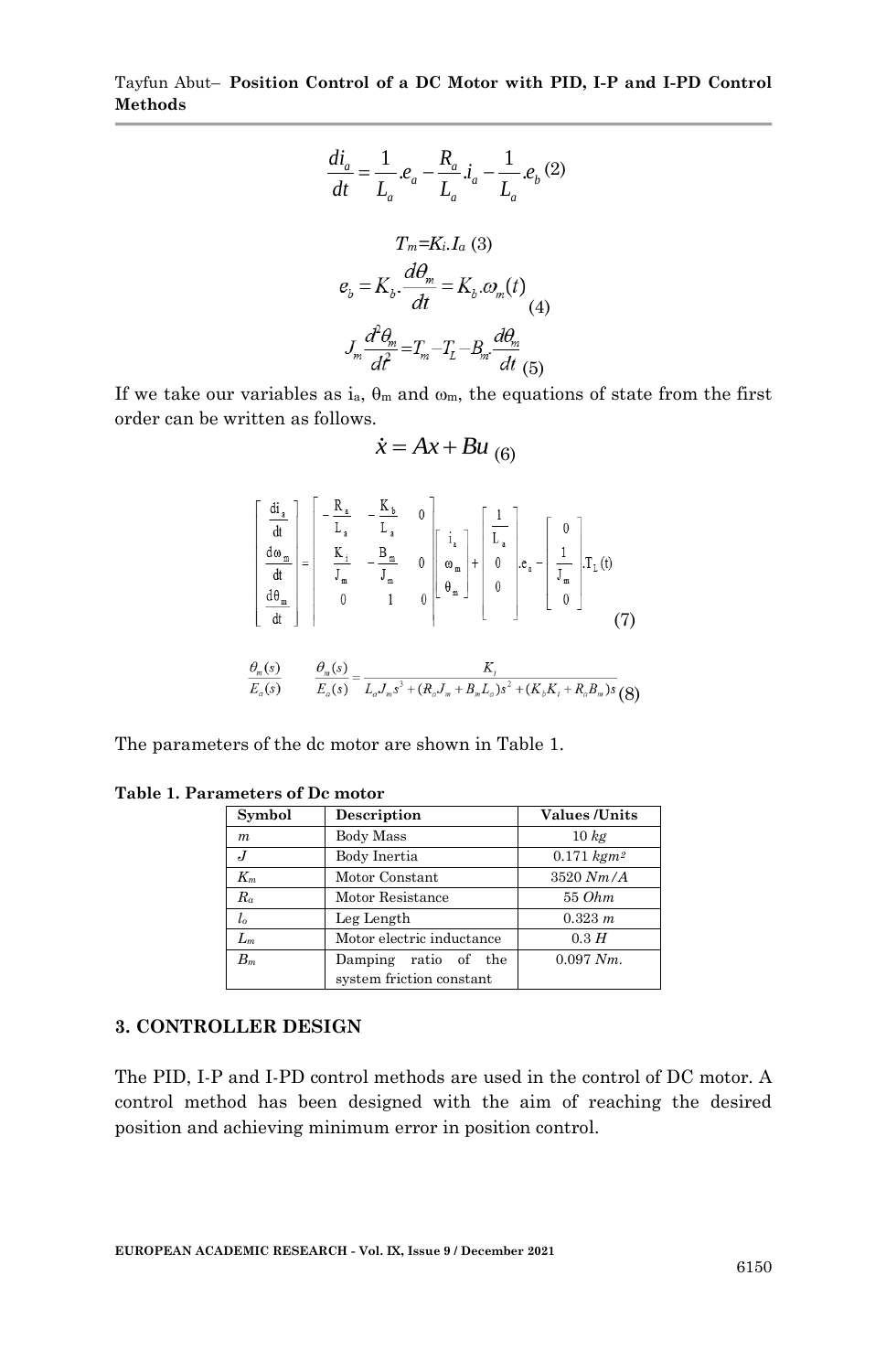$$\frac{di_a}{dt} = \frac{1}{L_a}.e_a - \frac{R_a}{L_a}.i_a - \frac{1}{L_a}.e_b \quad (2)$$

$$T_m = K_i.I_a \quad (3)$$

$$e_b = K_b.\frac{d\theta_m}{dt} = K_b.\omega_m(t) \quad (4)$$

$$J_m \frac{d^2\theta_m}{dt^2} = T_m - T_L - B_m.\frac{d\theta_m}{dt} \quad (5)$$

If we take our variables as $i_a$, $\theta_m$ and $\omega_m$, the equations of state from the first order can be written as follows.

$$\dot{x} = Ax + Bu \quad (6)$$

$$\begin{bmatrix} \frac{di_a}{dt} \\ \frac{d\omega_m}{dt} \\ \frac{d\theta_m}{dt} \end{bmatrix} = \begin{bmatrix} -\frac{R_a}{L_a} & -\frac{K_b}{L_a} & 0 \\ \frac{K_i}{J_m} & -\frac{B_m}{J_m} & 0 \\ 0 & 1 & 0 \end{bmatrix} \begin{bmatrix} i_a \\ \omega_m \\ \theta_m \end{bmatrix} + \begin{bmatrix} \frac{1}{L_a} \\ 0 \\ 0 \end{bmatrix} .e_a - \begin{bmatrix} 0 \\ \frac{1}{J_m} \\ 0 \end{bmatrix} .T_L(t) \quad (7)$$

$$\frac{\theta_m(s)}{E_a(s)} \qquad \frac{\theta_m(s)}{E_a(s)} = \frac{K_i}{L_a J_m s^3 + (R_a J_m + B_m L_a)s^2 + (K_b K_i + R_a B_m)s} \quad (8)$$

The parameters of the dc motor are shown in Table 1.

**Table 1. Parameters of Dc motor**

| Symbol | Description | Values /Units |
|---|---|---|
| $m$ | Body Mass | 10 *kg* |
| $J$ | Body Inertia | 0.171 *kgm²* |
| $K_m$ | Motor Constant | 3520 *Nm/A* |
| $R_a$ | Motor Resistance | 55 *Ohm* |
| $l_o$ | Leg Length | 0.323 *m* |
| $L_m$ | Motor electric inductance | 0.3 *H* |
| $B_m$ | Damping ratio of the system friction constant | 0.097 *Nm.* |

## 3. CONTROLLER DESIGN

The PID, I-P and I-PD control methods are used in the control of DC motor. A control method has been designed with the aim of reaching the desired position and achieving minimum error in position control.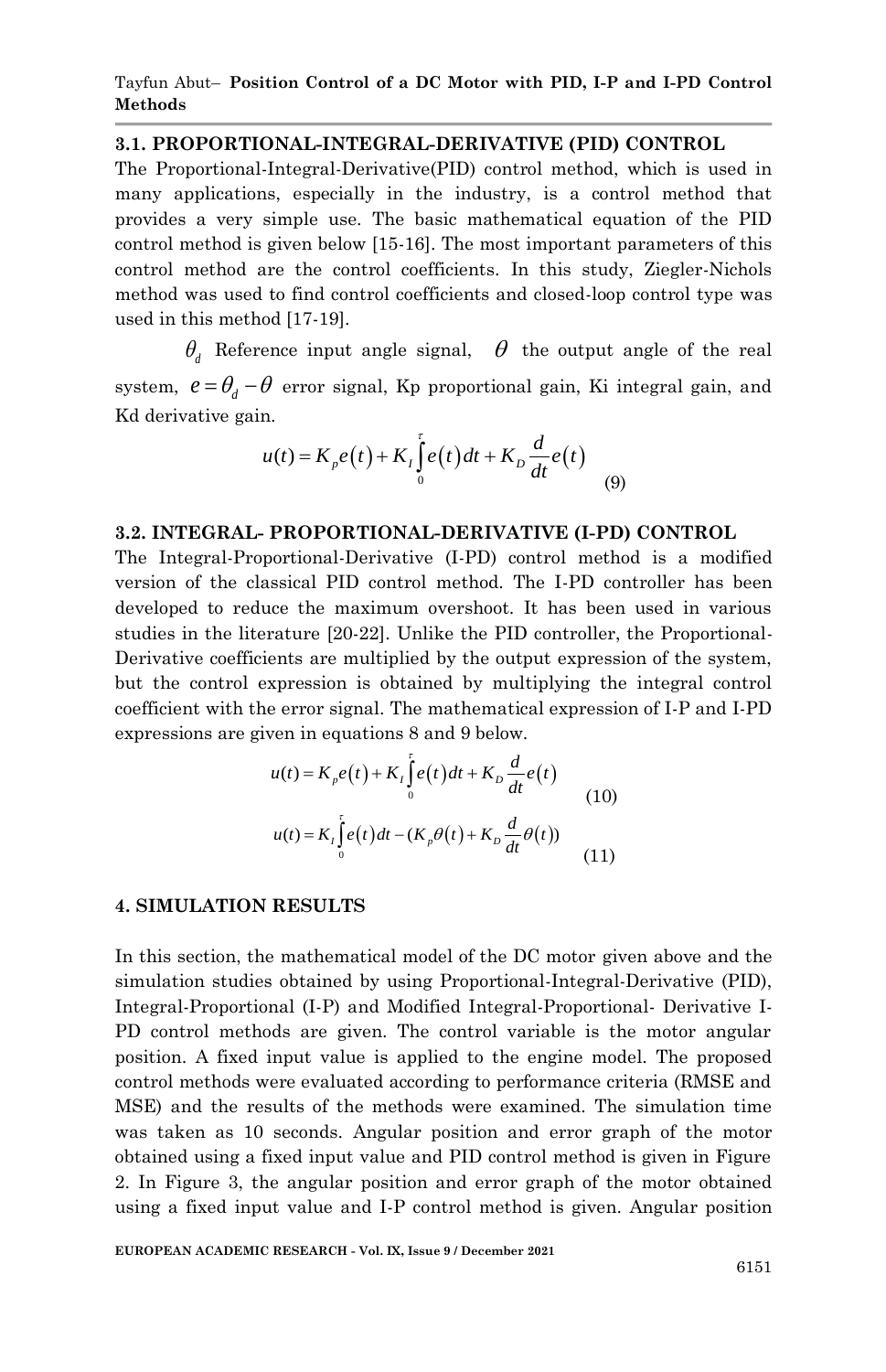### 3.1. PROPORTIONAL-INTEGRAL-DERIVATIVE (PID) CONTROL

The Proportional-Integral-Derivative(PID) control method, which is used in many applications, especially in the industry, is a control method that provides a very simple use. The basic mathematical equation of the PID control method is given below [15-16]. The most important parameters of this control method are the control coefficients. In this study, Ziegler-Nichols method was used to find control coefficients and closed-loop control type was used in this method [17-19].

$\theta_d$ Reference input angle signal, $\theta$ the output angle of the real system, $e = \theta_d - \theta$ error signal, Kp proportional gain, Ki integral gain, and Kd derivative gain.

$$u(t) = K_p e(t) + K_I \int_0^{\tau} e(t)\,dt + K_D \frac{d}{dt} e(t) \tag{9}$$

### 3.2. INTEGRAL- PROPORTIONAL-DERIVATIVE (I-PD) CONTROL

The Integral-Proportional-Derivative (I-PD) control method is a modified version of the classical PID control method. The I-PD controller has been developed to reduce the maximum overshoot. It has been used in various studies in the literature [20-22]. Unlike the PID controller, the Proportional-Derivative coefficients are multiplied by the output expression of the system, but the control expression is obtained by multiplying the integral control coefficient with the error signal. The mathematical expression of I-P and I-PD expressions are given in equations 8 and 9 below.

$$u(t) = K_p e(t) + K_I \int_0^{\tau} e(t)\,dt + K_D \frac{d}{dt} e(t) \tag{10}$$

$$u(t) = K_I \int_0^{\tau} e(t)\,dt - (K_p \theta(t) + K_D \frac{d}{dt} \theta(t)) \tag{11}$$

## 4. SIMULATION RESULTS

In this section, the mathematical model of the DC motor given above and the simulation studies obtained by using Proportional-Integral-Derivative (PID), Integral-Proportional (I-P) and Modified Integral-Proportional- Derivative I-PD control methods are given. The control variable is the motor angular position. A fixed input value is applied to the engine model. The proposed control methods were evaluated according to performance criteria (RMSE and MSE) and the results of the methods were examined. The simulation time was taken as 10 seconds. Angular position and error graph of the motor obtained using a fixed input value and PID control method is given in Figure 2. In Figure 3, the angular position and error graph of the motor obtained using a fixed input value and I-P control method is given. Angular position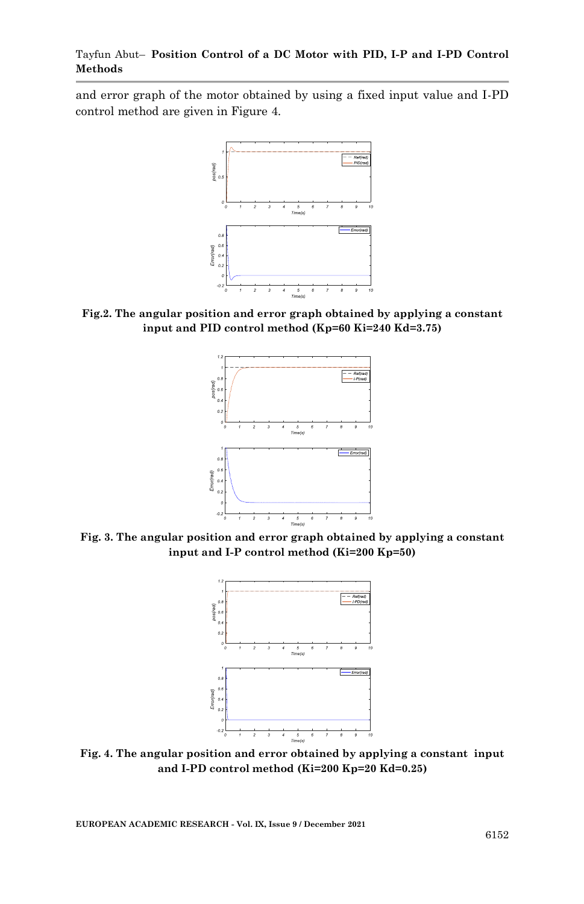and error graph of the motor obtained by using a fixed input value and I-PD control method are given in Figure 4.

**Fig.2. The angular position and error graph obtained by applying a constant input and PID control method (Kp=60 Ki=240 Kd=3.75)**

**Fig. 3. The angular position and error graph obtained by applying a constant input and I-P control method (Ki=200 Kp=50)**

**Fig. 4. The angular position and error obtained by applying a constant input and I-PD control method (Ki=200 Kp=20 Kd=0.25)**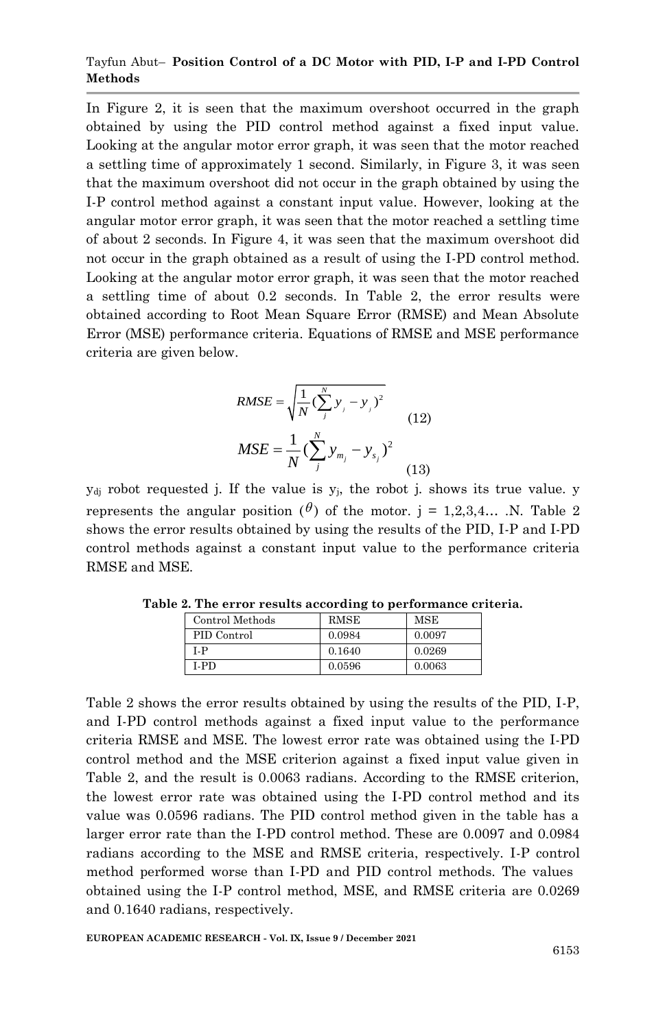In Figure 2, it is seen that the maximum overshoot occurred in the graph obtained by using the PID control method against a fixed input value. Looking at the angular motor error graph, it was seen that the motor reached a settling time of approximately 1 second. Similarly, in Figure 3, it was seen that the maximum overshoot did not occur in the graph obtained by using the I-P control method against a constant input value. However, looking at the angular motor error graph, it was seen that the motor reached a settling time of about 2 seconds. In Figure 4, it was seen that the maximum overshoot did not occur in the graph obtained as a result of using the I-PD control method. Looking at the angular motor error graph, it was seen that the motor reached a settling time of about 0.2 seconds. In Table 2, the error results were obtained according to Root Mean Square Error (RMSE) and Mean Absolute Error (MSE) performance criteria. Equations of RMSE and MSE performance criteria are given below.

$$RMSE = \sqrt{\frac{1}{N}(\sum_{j}^{N} y_{_j} - y_{_j})^2} \tag{12}$$

$$MSE = \frac{1}{N}(\sum_{j}^{N} y_{m_j} - y_{s_j})^2 \tag{13}$$

$y_{dj}$ robot requested j. If the value is $y_j$, the robot j. shows its true value. y represents the angular position ($\theta$) of the motor. j = 1,2,3,4… .N. Table 2 shows the error results obtained by using the results of the PID, I-P and I-PD control methods against a constant input value to the performance criteria RMSE and MSE.

**Table 2. The error results according to performance criteria.**

| Control Methods | RMSE | MSE |
|---|---|---|
| PID Control | 0.0984 | 0.0097 |
| I-P | 0.1640 | 0.0269 |
| I-PD | 0.0596 | 0.0063 |

Table 2 shows the error results obtained by using the results of the PID, I-P, and I-PD control methods against a fixed input value to the performance criteria RMSE and MSE. The lowest error rate was obtained using the I-PD control method and the MSE criterion against a fixed input value given in Table 2, and the result is 0.0063 radians. According to the RMSE criterion, the lowest error rate was obtained using the I-PD control method and its value was 0.0596 radians. The PID control method given in the table has a larger error rate than the I-PD control method. These are 0.0097 and 0.0984 radians according to the MSE and RMSE criteria, respectively. I-P control method performed worse than I-PD and PID control methods. The values obtained using the I-P control method, MSE, and RMSE criteria are 0.0269 and 0.1640 radians, respectively.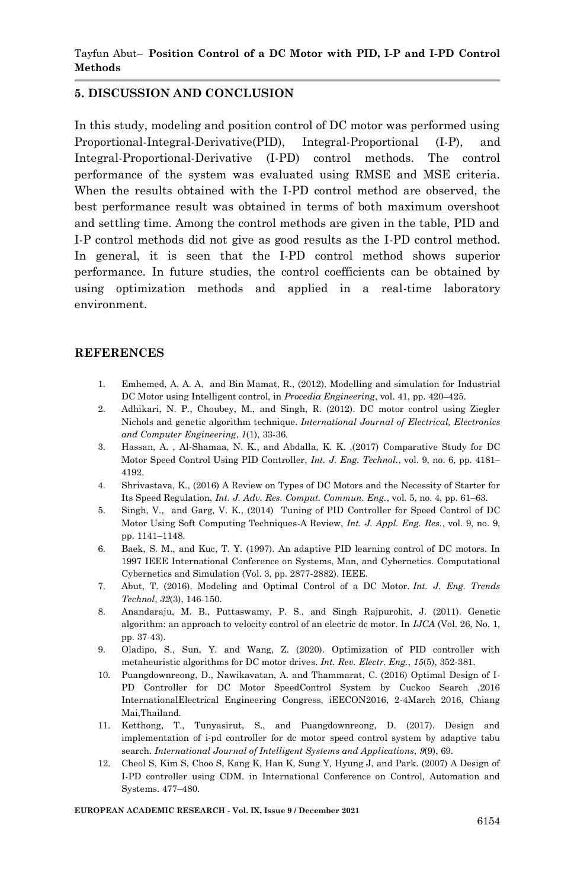## 5. DISCUSSION AND CONCLUSION

In this study, modeling and position control of DC motor was performed using Proportional-Integral-Derivative(PID), Integral-Proportional (I-P), and Integral-Proportional-Derivative (I-PD) control methods. The control performance of the system was evaluated using RMSE and MSE criteria. When the results obtained with the I-PD control method are observed, the best performance result was obtained in terms of both maximum overshoot and settling time. Among the control methods are given in the table, PID and I-P control methods did not give as good results as the I-PD control method. In general, it is seen that the I-PD control method shows superior performance. In future studies, the control coefficients can be obtained by using optimization methods and applied in a real-time laboratory environment.

## REFERENCES

1. Emhemed, A. A. A. and Bin Mamat, R., (2012). Modelling and simulation for Industrial DC Motor using Intelligent control, in *Procedia Engineering*, vol. 41, pp. 420–425.
2. Adhikari, N. P., Choubey, M., and Singh, R. (2012). DC motor control using Ziegler Nichols and genetic algorithm technique. *International Journal of Electrical, Electronics and Computer Engineering*, *1*(1), 33-36.
3. Hassan, A. , Al-Shamaa, N. K., and Abdalla, K. K. ,(2017) Comparative Study for DC Motor Speed Control Using PID Controller, *Int. J. Eng. Technol.*, vol. 9, no. 6, pp. 4181–4192.
4. Shrivastava, K., (2016) A Review on Types of DC Motors and the Necessity of Starter for Its Speed Regulation, *Int. J. Adv. Res. Comput. Commun. Eng.*, vol. 5, no. 4, pp. 61–63.
5. Singh, V., and Garg, V. K., (2014) Tuning of PID Controller for Speed Control of DC Motor Using Soft Computing Techniques-A Review, *Int. J. Appl. Eng. Res.*, vol. 9, no. 9, pp. 1141–1148.
6. Baek, S. M., and Kuc, T. Y. (1997). An adaptive PID learning control of DC motors. In 1997 IEEE International Conference on Systems, Man, and Cybernetics. Computational Cybernetics and Simulation (Vol. 3, pp. 2877-2882). IEEE.
7. Abut, T. (2016). Modeling and Optimal Control of a DC Motor. *Int. J. Eng. Trends Technol*, *32*(3), 146-150.
8. Anandaraju, M. B., Puttaswamy, P. S., and Singh Rajpurohit, J. (2011). Genetic algorithm: an approach to velocity control of an electric dc motor. In *IJCA* (Vol. 26, No. 1, pp. 37-43).
9. Oladipo, S., Sun, Y. and Wang, Z. (2020). Optimization of PID controller with metaheuristic algorithms for DC motor drives. *Int. Rev. Electr. Eng.*, *15*(5), 352-381.
10. Puangdownreong, D., Nawikavatan, A. and Thammarat, C. (2016) Optimal Design of I-PD Controller for DC Motor SpeedControl System by Cuckoo Search ,2016 InternationalElectrical Engineering Congress, iEECON2016, 2-4March 2016, Chiang Mai,Thailand.
11. Ketthong, T., Tunyasirut, S., and Puangdownreong, D. (2017). Design and implementation of i-pd controller for dc motor speed control system by adaptive tabu search. *International Journal of Intelligent Systems and Applications*, *9*(9), 69.
12. Cheol S, Kim S, Choo S, Kang K, Han K, Sung Y, Hyung J, and Park. (2007) A Design of I-PD controller using CDM. in International Conference on Control, Automation and Systems. 477–480.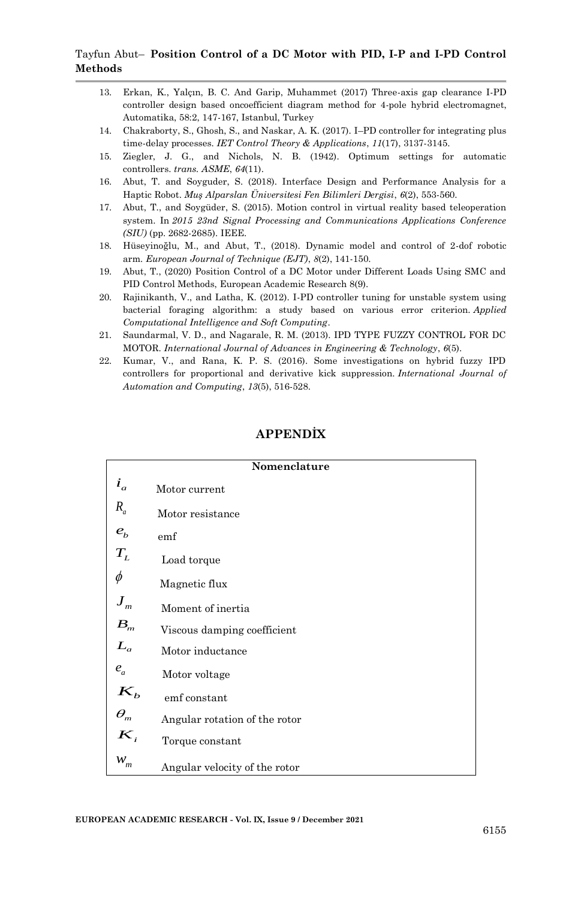13. Erkan, K., Yalçın, B. C. And Garip, Muhammet (2017) Three-axis gap clearance I-PD controller design based oncoefficient diagram method for 4-pole hybrid electromagnet, Automatika, 58:2, 147-167, Istanbul, Turkey
14. Chakraborty, S., Ghosh, S., and Naskar, A. K. (2017). I–PD controller for integrating plus time-delay processes. *IET Control Theory & Applications*, *11*(17), 3137-3145.
15. Ziegler, J. G., and Nichols, N. B. (1942). Optimum settings for automatic controllers. *trans. ASME*, *64*(11).
16. Abut, T. and Soyguder, S. (2018). Interface Design and Performance Analysis for a Haptic Robot. *Muş Alparslan Üniversitesi Fen Bilimleri Dergisi*, *6*(2), 553-560.
17. Abut, T., and Soygüder, S. (2015). Motion control in virtual reality based teleoperation system. In *2015 23nd Signal Processing and Communications Applications Conference (SIU)* (pp. 2682-2685). IEEE.
18. Hüseyinoğlu, M., and Abut, T., (2018). Dynamic model and control of 2-dof robotic arm. *European Journal of Technique (EJT)*, *8*(2), 141-150.
19. Abut, T., (2020) Position Control of a DC Motor under Different Loads Using SMC and PID Control Methods, European Academic Research 8(9).
20. Rajinikanth, V., and Latha, K. (2012). I-PD controller tuning for unstable system using bacterial foraging algorithm: a study based on various error criterion. *Applied Computational Intelligence and Soft Computing*.
21. Saundarmal, V. D., and Nagarale, R. M. (2013). IPD TYPE FUZZY CONTROL FOR DC MOTOR. *International Journal of Advances in Engineering & Technology*, *6*(5).
22. Kumar, V., and Rana, K. P. S. (2016). Some investigations on hybrid fuzzy IPD controllers for proportional and derivative kick suppression. *International Journal of Automation and Computing*, *13*(5), 516-528.

## APPENDİX

| Nomenclature | |
|---|---|
| $i_a$ | Motor current |
| $R_a$ | Motor resistance |
| $e_b$ | emf |
| $T_L$ | Load torque |
| $\phi$ | Magnetic flux |
| $J_m$ | Moment of inertia |
| $B_m$ | Viscous damping coefficient |
| $L_a$ | Motor inductance |
| $e_a$ | Motor voltage |
| $K_b$ | emf constant |
| $\theta_m$ | Angular rotation of the rotor |
| $K_i$ | Torque constant |
| $w_m$ | Angular velocity of the rotor |